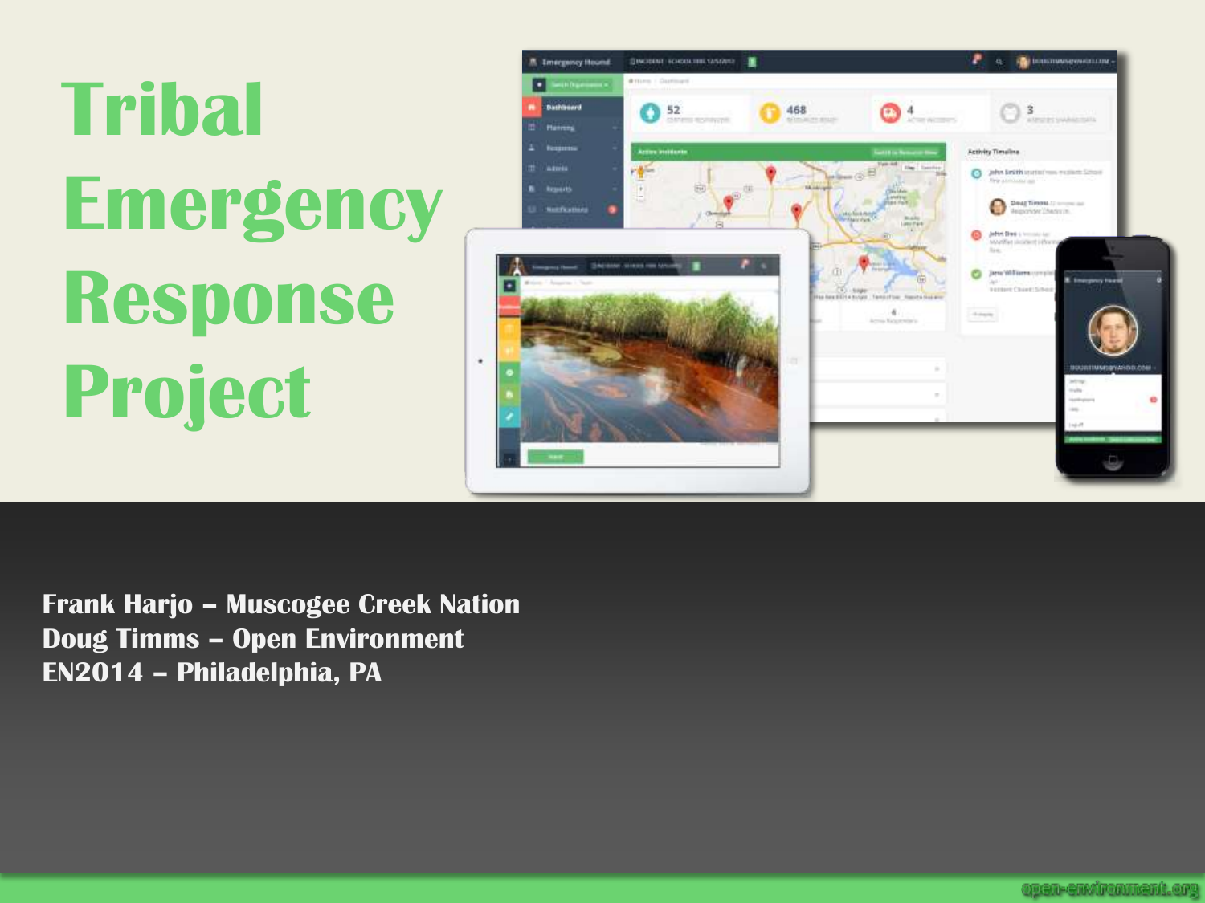# Tribal Emergency Response Project

**Frank Harjo – Muscogee Creek Nation**
**Doug Timms – Open Environment**
**EN2014 – Philadelphia, PA**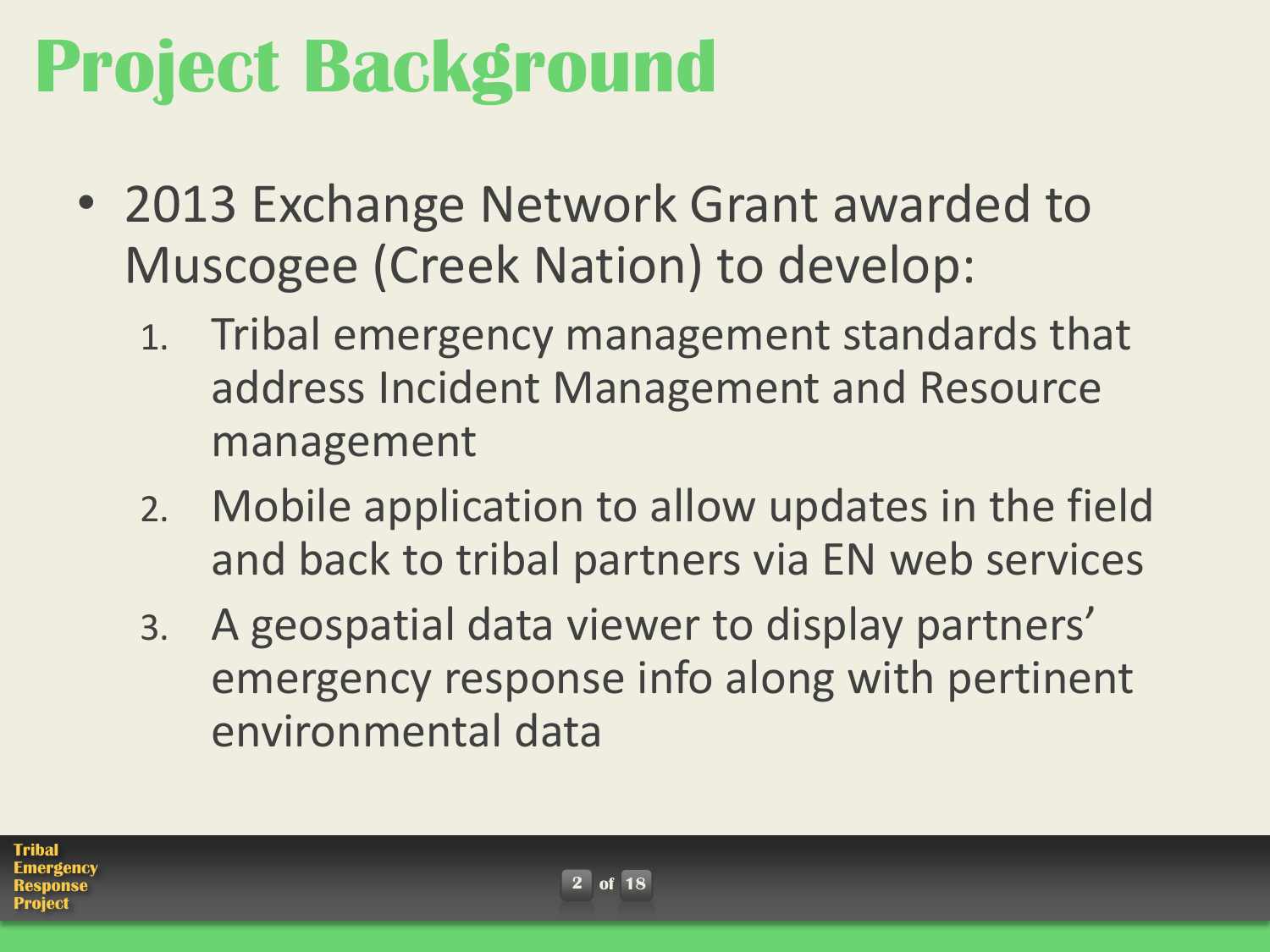# Project Background

- 2013 Exchange Network Grant awarded to Muscogee (Creek Nation) to develop:
  1. Tribal emergency management standards that address Incident Management and Resource management
  2. Mobile application to allow updates in the field and back to tribal partners via EN web services
  3. A geospatial data viewer to display partners' emergency response info along with pertinent environmental data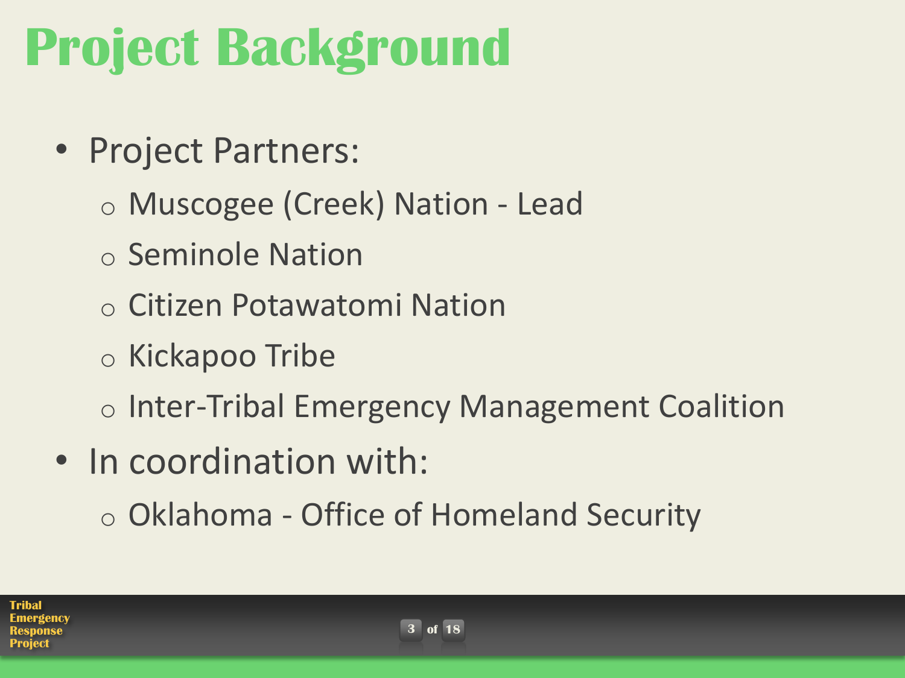# Project Background

- Project Partners:
  - Muscogee (Creek) Nation - Lead
  - Seminole Nation
  - Citizen Potawatomi Nation
  - Kickapoo Tribe
  - Inter-Tribal Emergency Management Coalition
- In coordination with:
  - Oklahoma - Office of Homeland Security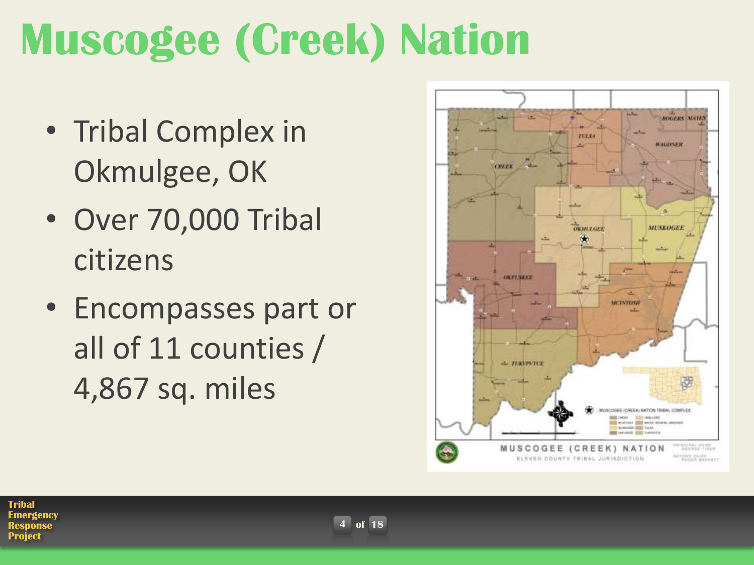# Muscogee (Creek) Nation

- Tribal Complex in Okmulgee, OK
- Over 70,000 Tribal citizens
- Encompasses part or all of 11 counties / 4,867 sq. miles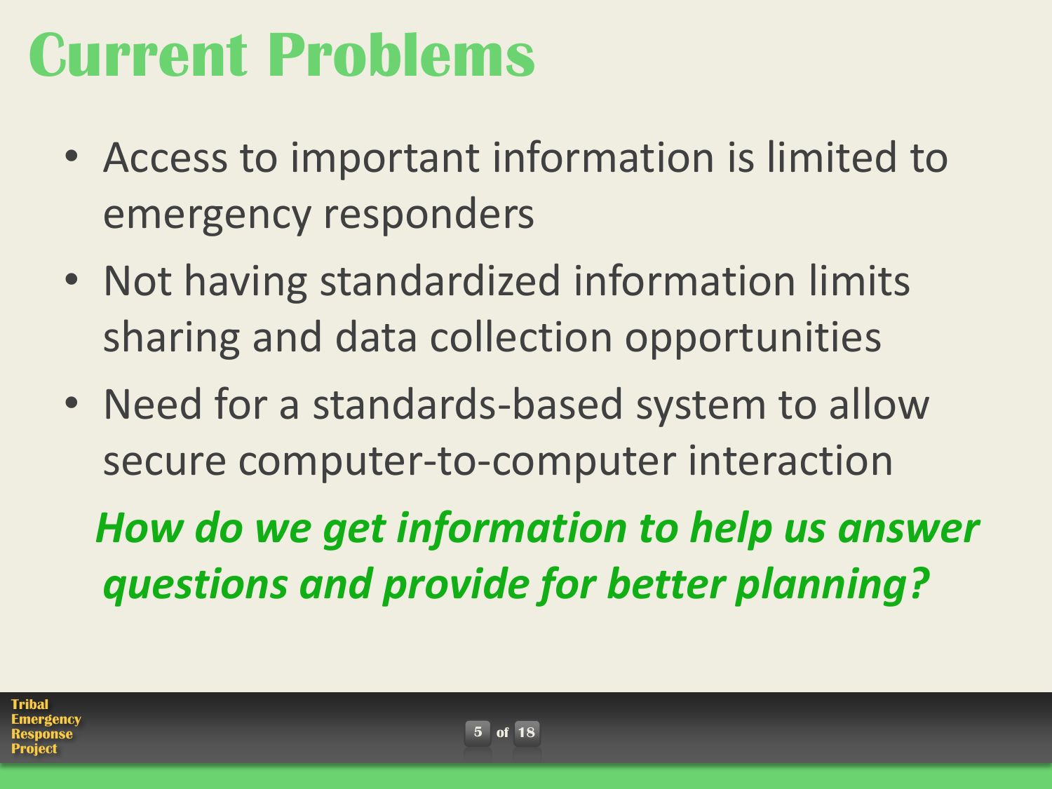# Current Problems

- Access to important information is limited to emergency responders
- Not having standardized information limits sharing and data collection opportunities
- Need for a standards-based system to allow secure computer-to-computer interaction

***How do we get information to help us answer questions and provide for better planning?***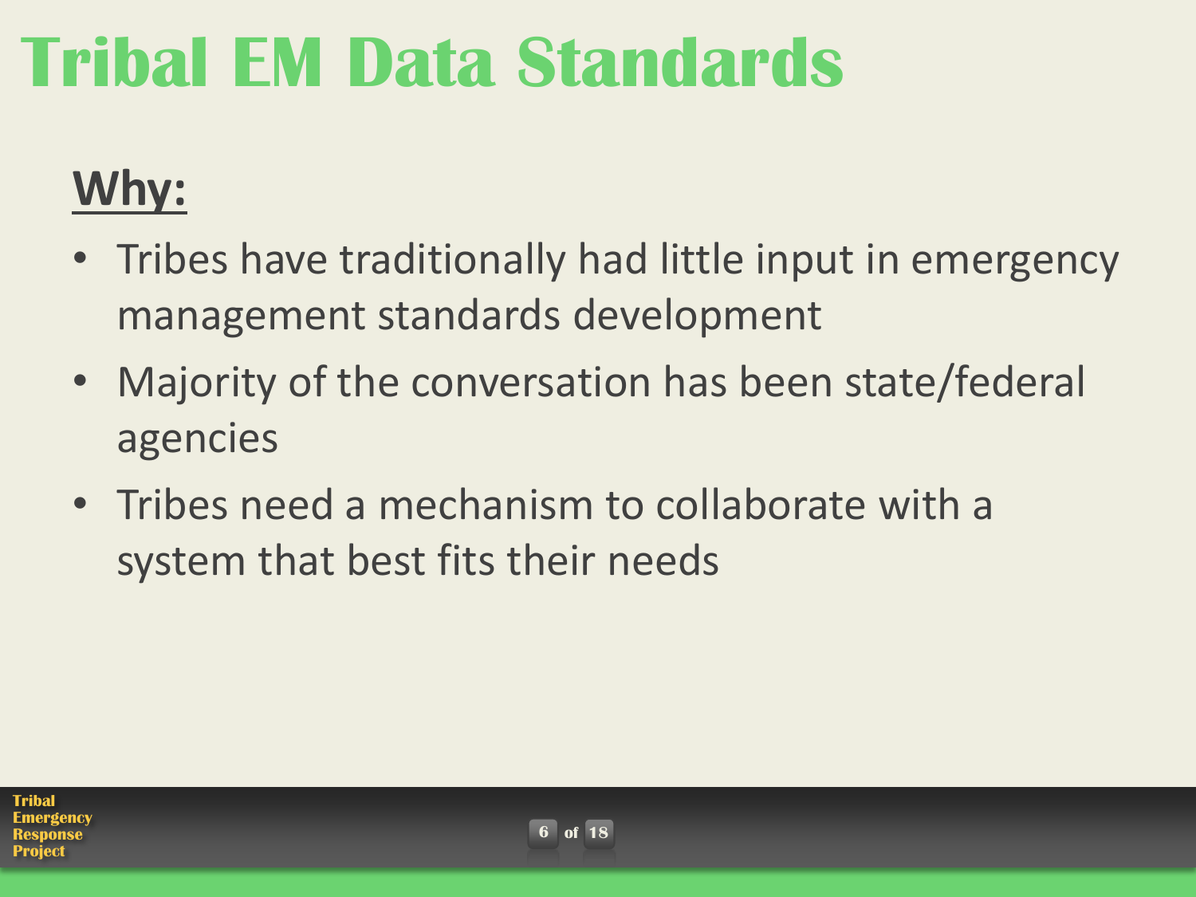# Tribal EM Data Standards

## Why:

- Tribes have traditionally had little input in emergency management standards development
- Majority of the conversation has been state/federal agencies
- Tribes need a mechanism to collaborate with a system that best fits their needs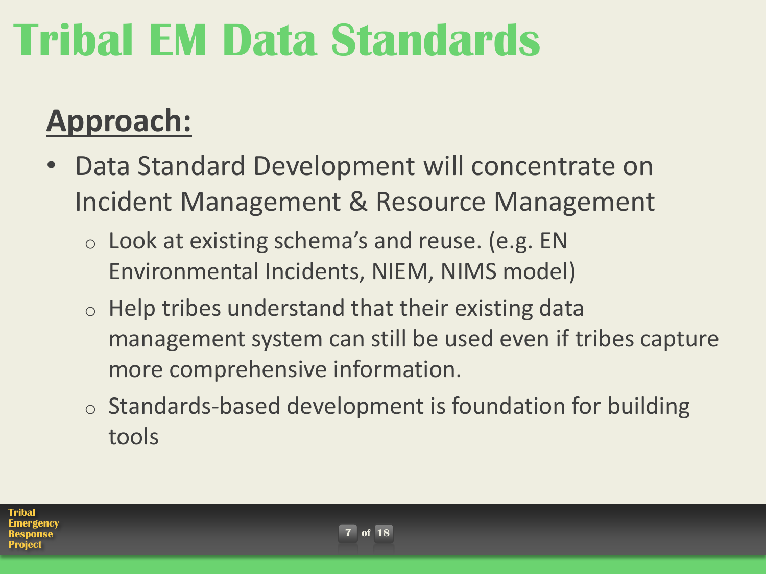# Tribal EM Data Standards

## Approach:

- Data Standard Development will concentrate on Incident Management & Resource Management
  - Look at existing schema's and reuse. (e.g. EN Environmental Incidents, NIEM, NIMS model)
  - Help tribes understand that their existing data management system can still be used even if tribes capture more comprehensive information.
  - Standards-based development is foundation for building tools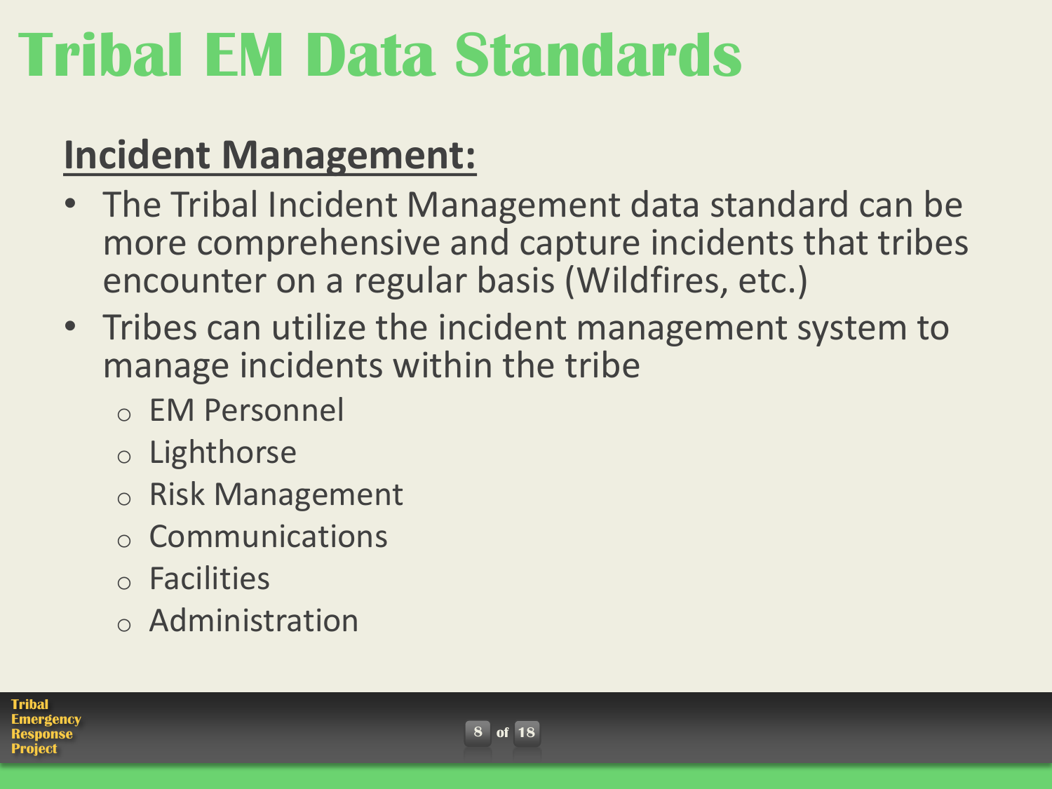# Tribal EM Data Standards

## Incident Management:

- The Tribal Incident Management data standard can be more comprehensive and capture incidents that tribes encounter on a regular basis (Wildfires, etc.)
- Tribes can utilize the incident management system to manage incidents within the tribe
  - EM Personnel
  - Lighthorse
  - Risk Management
  - Communications
  - Facilities
  - Administration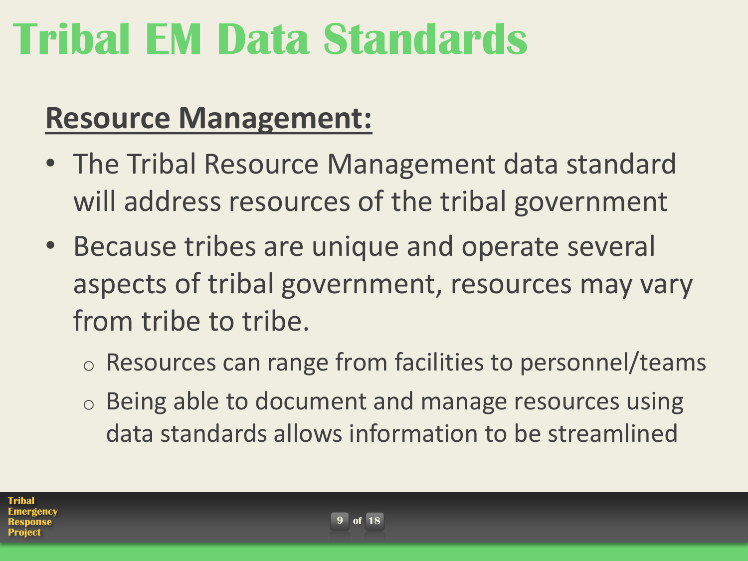# Tribal EM Data Standards

## Resource Management:

- The Tribal Resource Management data standard will address resources of the tribal government
- Because tribes are unique and operate several aspects of tribal government, resources may vary from tribe to tribe.
  - Resources can range from facilities to personnel/teams
  - Being able to document and manage resources using data standards allows information to be streamlined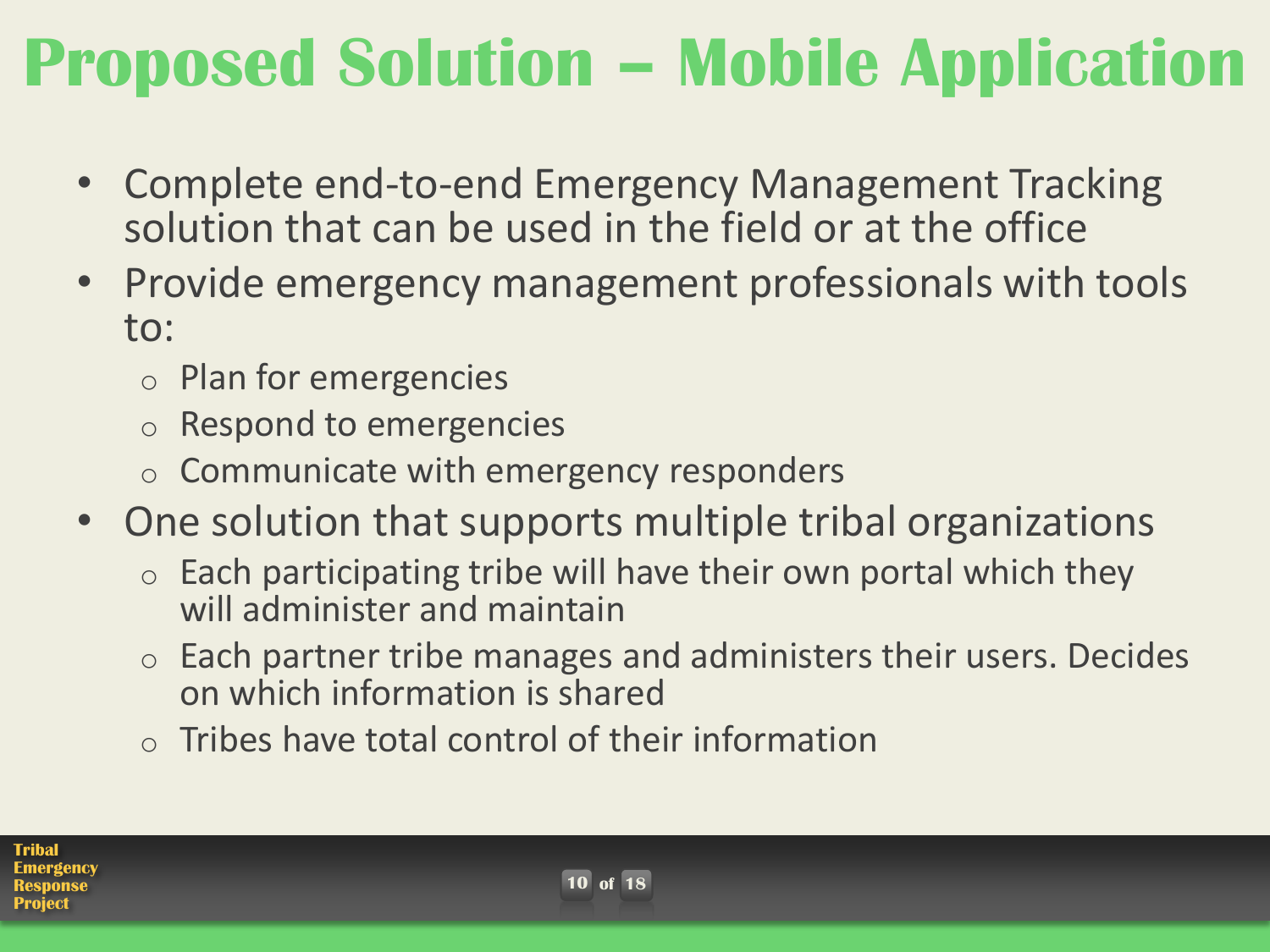# Proposed Solution – Mobile Application

- Complete end-to-end Emergency Management Tracking solution that can be used in the field or at the office
- Provide emergency management professionals with tools to:
  - Plan for emergencies
  - Respond to emergencies
  - Communicate with emergency responders
- One solution that supports multiple tribal organizations
  - Each participating tribe will have their own portal which they will administer and maintain
  - Each partner tribe manages and administers their users. Decides on which information is shared
  - Tribes have total control of their information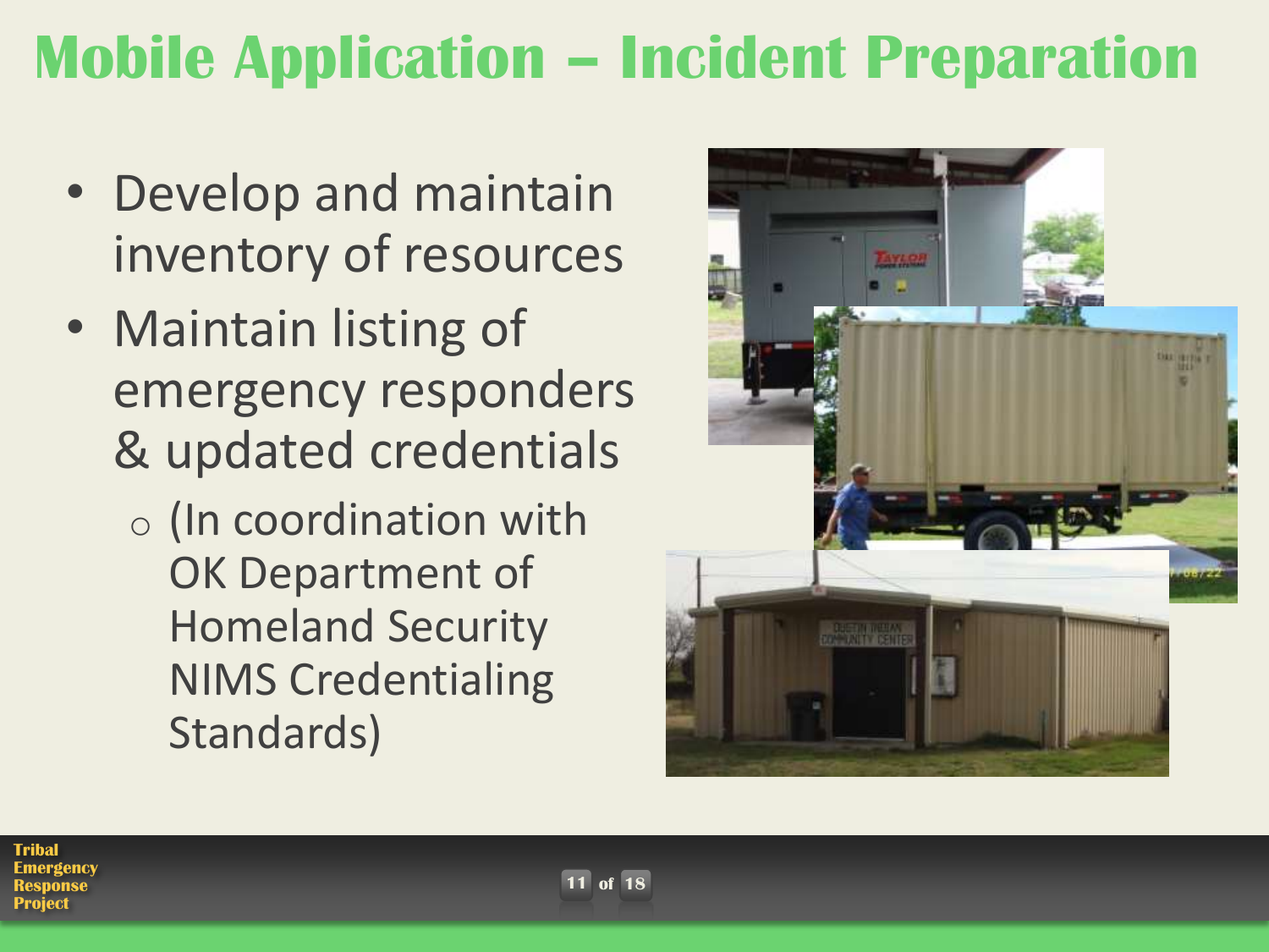# Mobile Application – Incident Preparation

- Develop and maintain inventory of resources
- Maintain listing of emergency responders & updated credentials
  - (In coordination with OK Department of Homeland Security NIMS Credentialing Standards)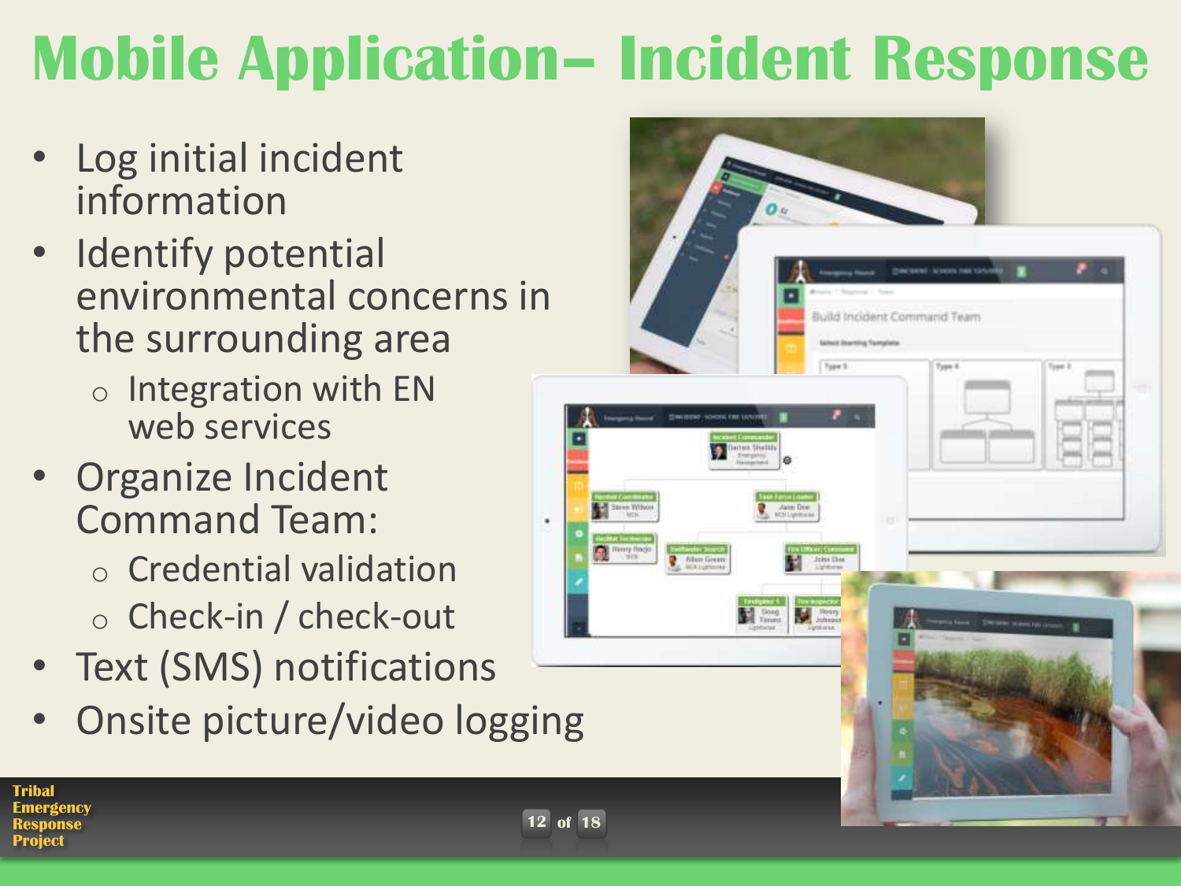# Mobile Application– Incident Response

- Log initial incident information
- Identify potential environmental concerns in the surrounding area
  - Integration with EN web services
- Organize Incident Command Team:
  - Credential validation
  - Check-in / check-out
- Text (SMS) notifications
- Onsite picture/video logging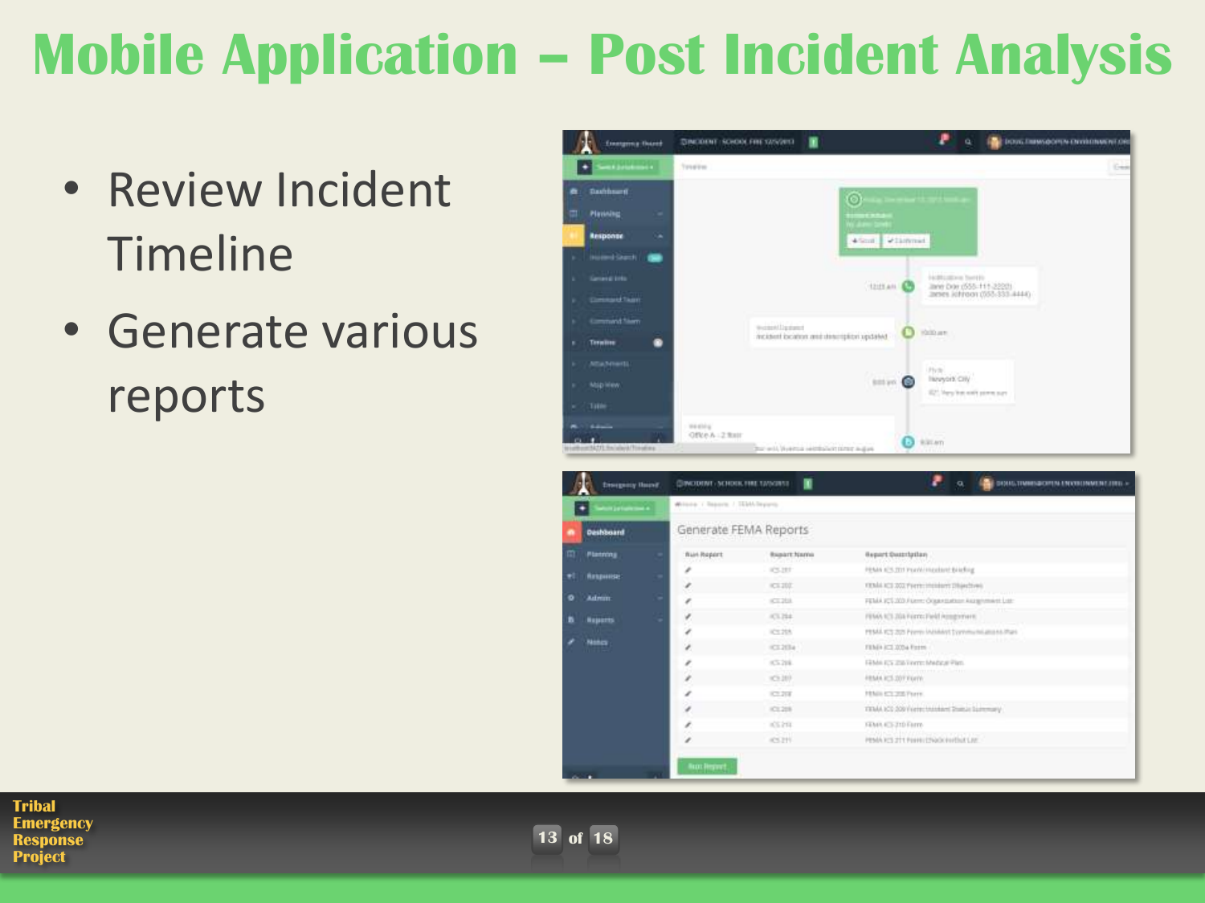# Mobile Application – Post Incident Analysis

- Review Incident Timeline
- Generate various reports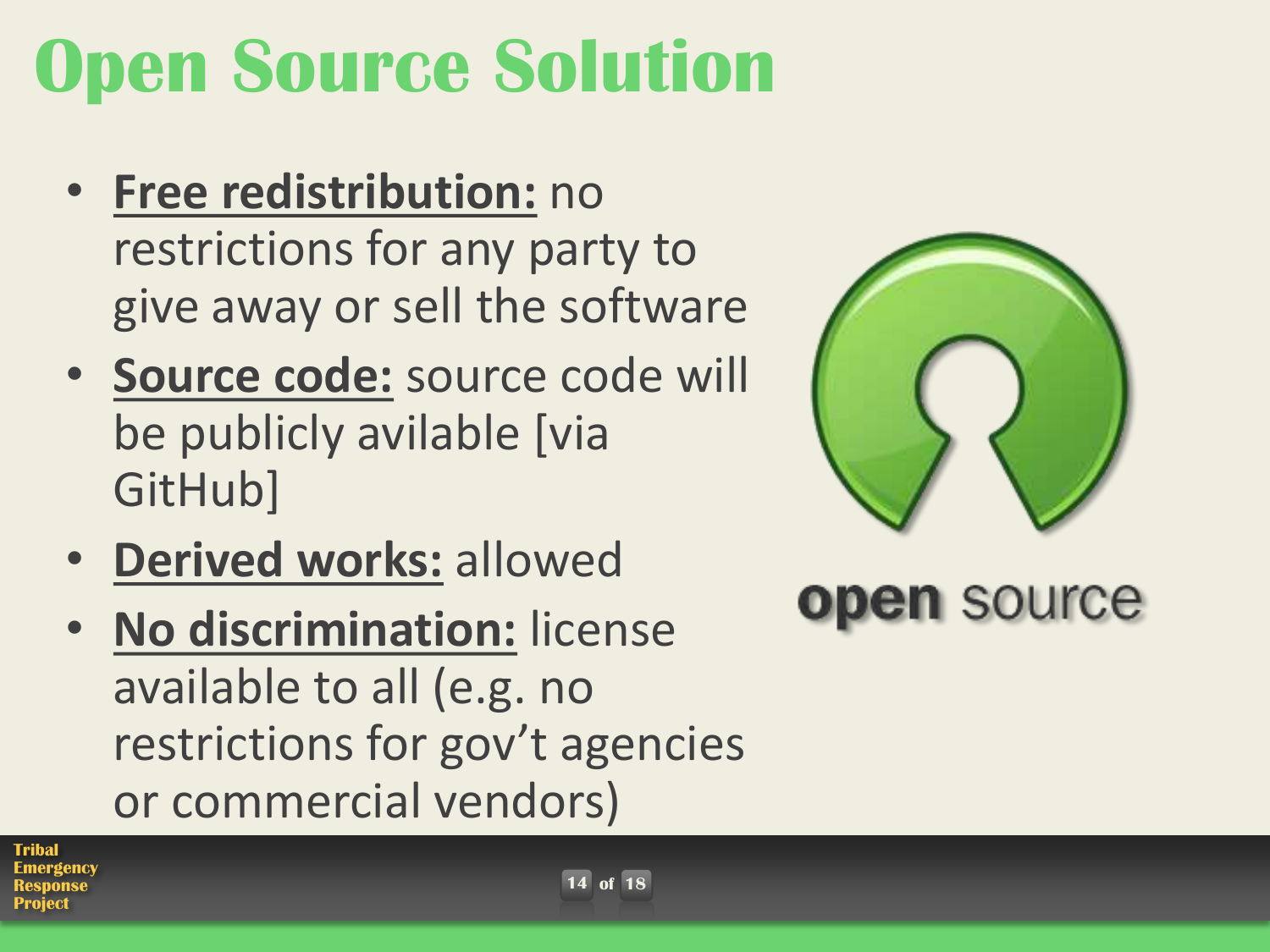# Open Source Solution

- **Free redistribution:** no restrictions for any party to give away or sell the software
- **Source code:** source code will be publicly avilable [via GitHub]
- **Derived works:** allowed
- **No discrimination:** license available to all (e.g. no restrictions for gov't agencies or commercial vendors)

open source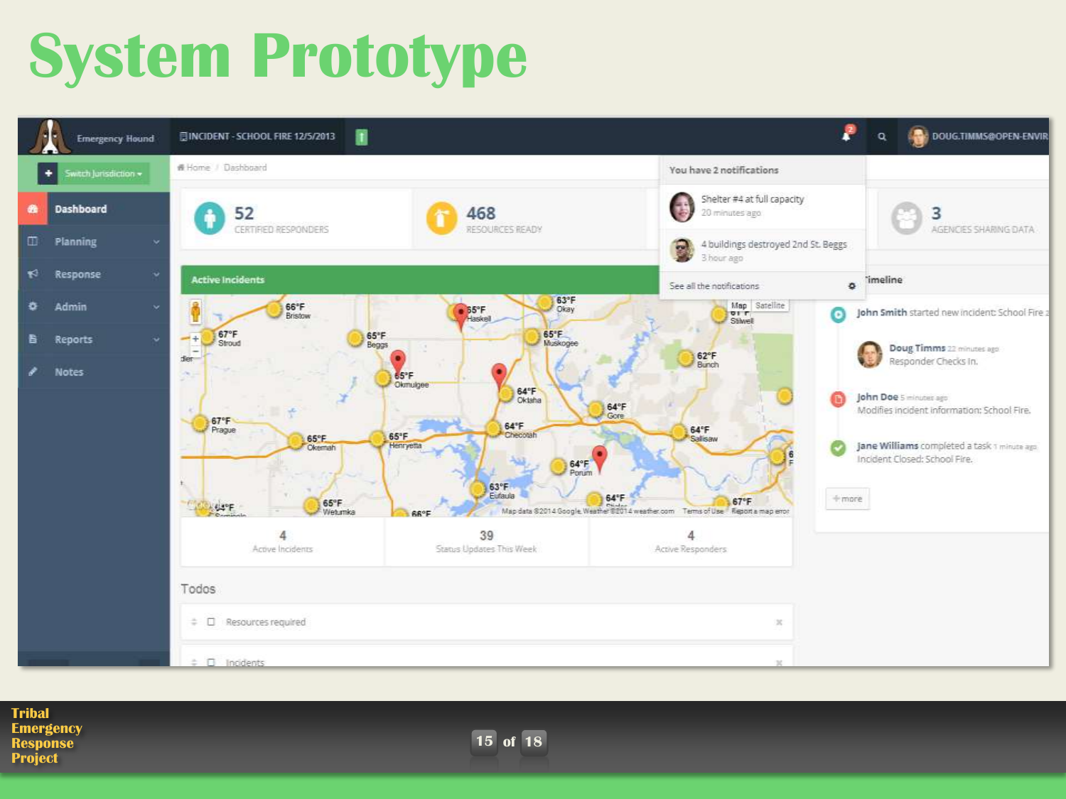# System Prototype

Emergency Hound

INCIDENT - SCHOOL FIRE 12/5/2013

DOUG.TIMMS@OPEN-ENVIR

Switch Jurisdiction

- Dashboard
- Planning
- Response
- Admin
- Reports
- Notes

Home / Dashboard

52 CERTIFIED RESPONDERS

468 RESOURCES READY

3 AGENCIES SHARING DATA

You have 2 notifications

- Shelter #4 at full capacity — 20 minutes ago
- 4 buildings destroyed 2nd St. Beggs — 3 hour ago

See all the notifications

Active Incidents

Timeline

- John Smith started new incident: School Fire
- Doug Timms 22 minutes ago — Responder Checks In.
- John Doe 5 minutes ago — Modifies incident information: School Fire.
- Jane Williams completed a task 1 minute ago — Incident Closed: School Fire.

more

| 4 | 39 | 4 |
| --- | --- | --- |
| Active Incidents | Status Updates This Week | Active Responders |

Todos

- Resources required
- Incidents

Tribal Emergency Response Project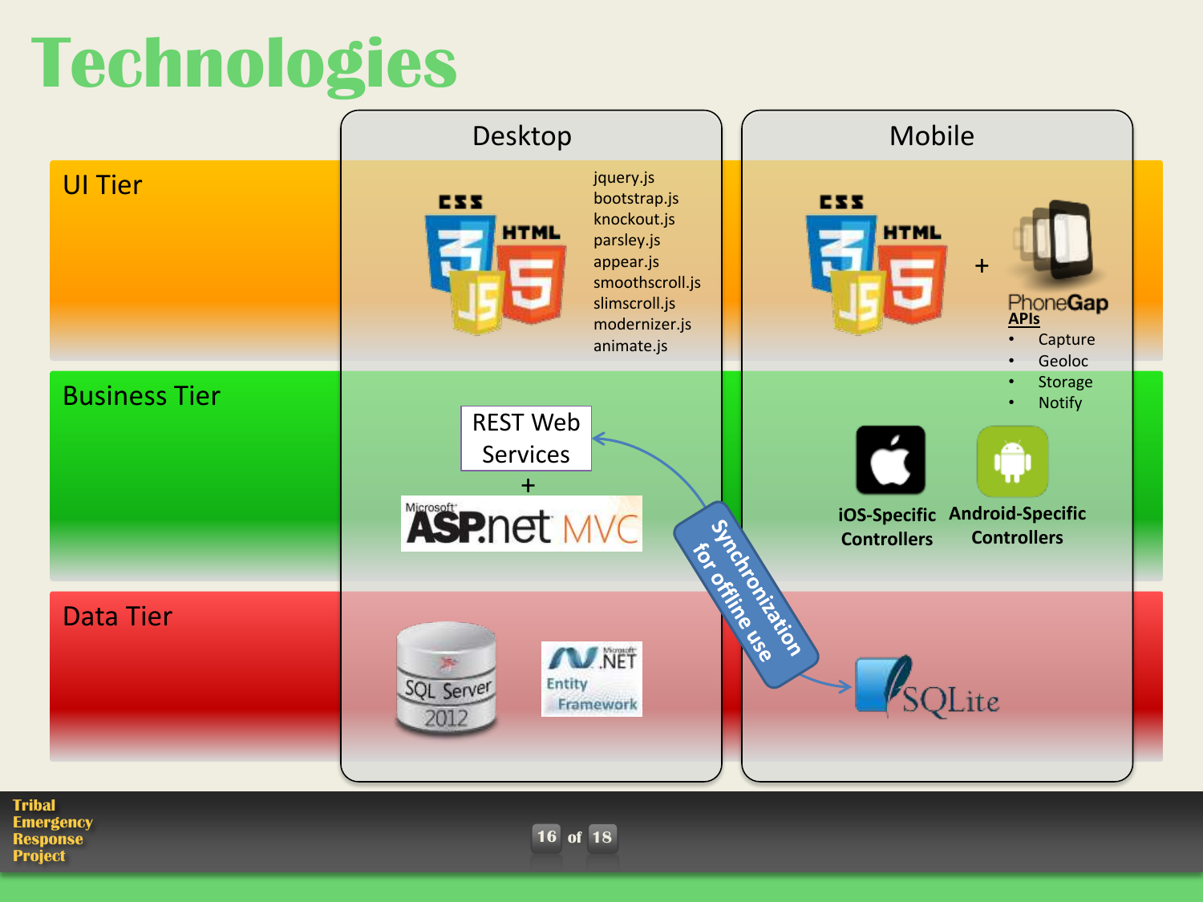# Technologies

| | Desktop | Mobile |
|---|---|---|
| **UI Tier** | CSS3, HTML5, JS; jquery.js, bootstrap.js, knockout.js, parsley.js, appear.js, smoothscroll.js, slimscroll.js, modernizer.js, animate.js | CSS3, HTML5, JS + PhoneGap APIs: Capture, Geoloc, Storage, Notify |
| **Business Tier** | REST Web Services + Microsoft ASP.net MVC | iOS-Specific Controllers; Android-Specific Controllers |
| **Data Tier** | SQL Server 2012; Microsoft .NET Entity Framework | SQLite |

Synchronization for offline use (between REST Web Services and SQLite)

Tribal Emergency Response Project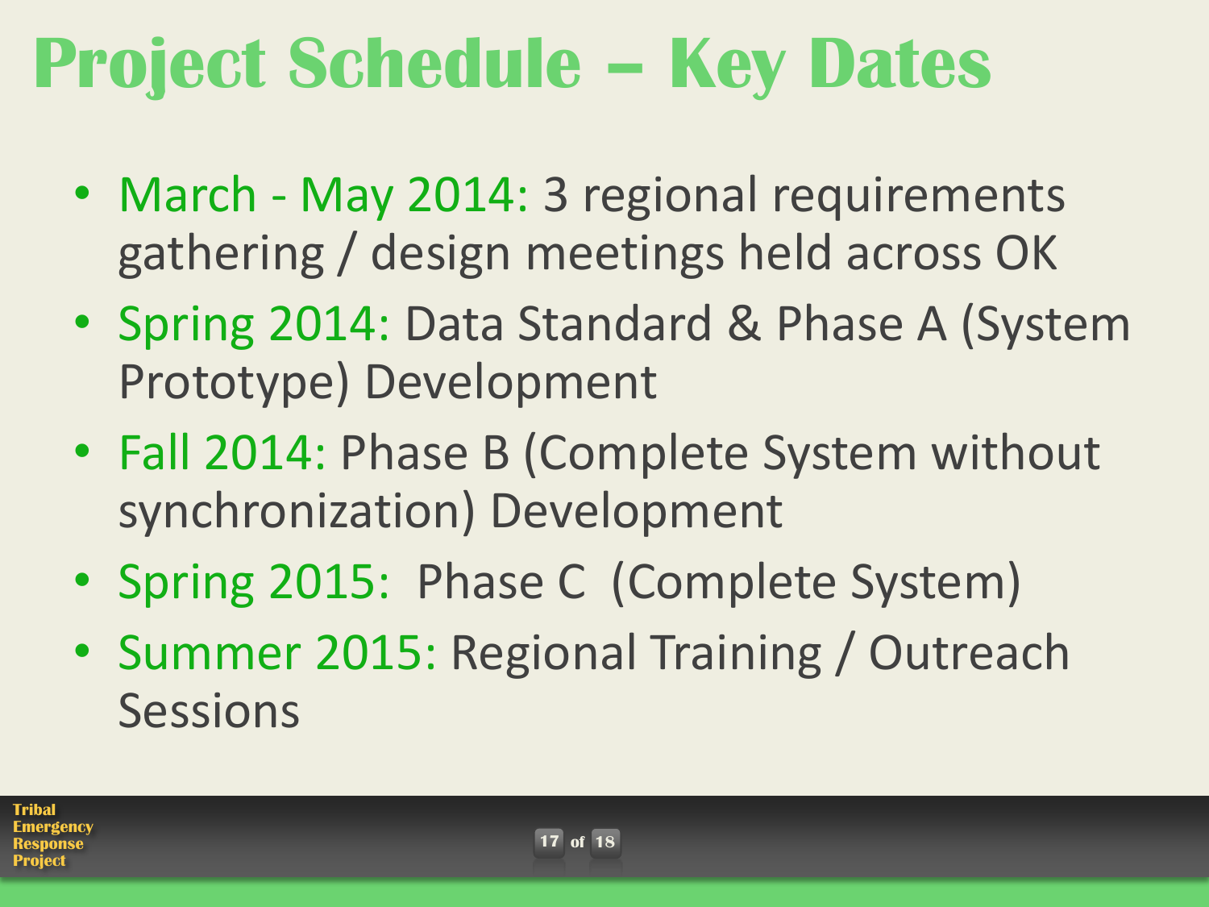# Project Schedule – Key Dates

- March - May 2014: 3 regional requirements gathering / design meetings held across OK
- Spring 2014: Data Standard & Phase A (System Prototype) Development
- Fall 2014: Phase B (Complete System without synchronization) Development
- Spring 2015: Phase C (Complete System)
- Summer 2015: Regional Training / Outreach Sessions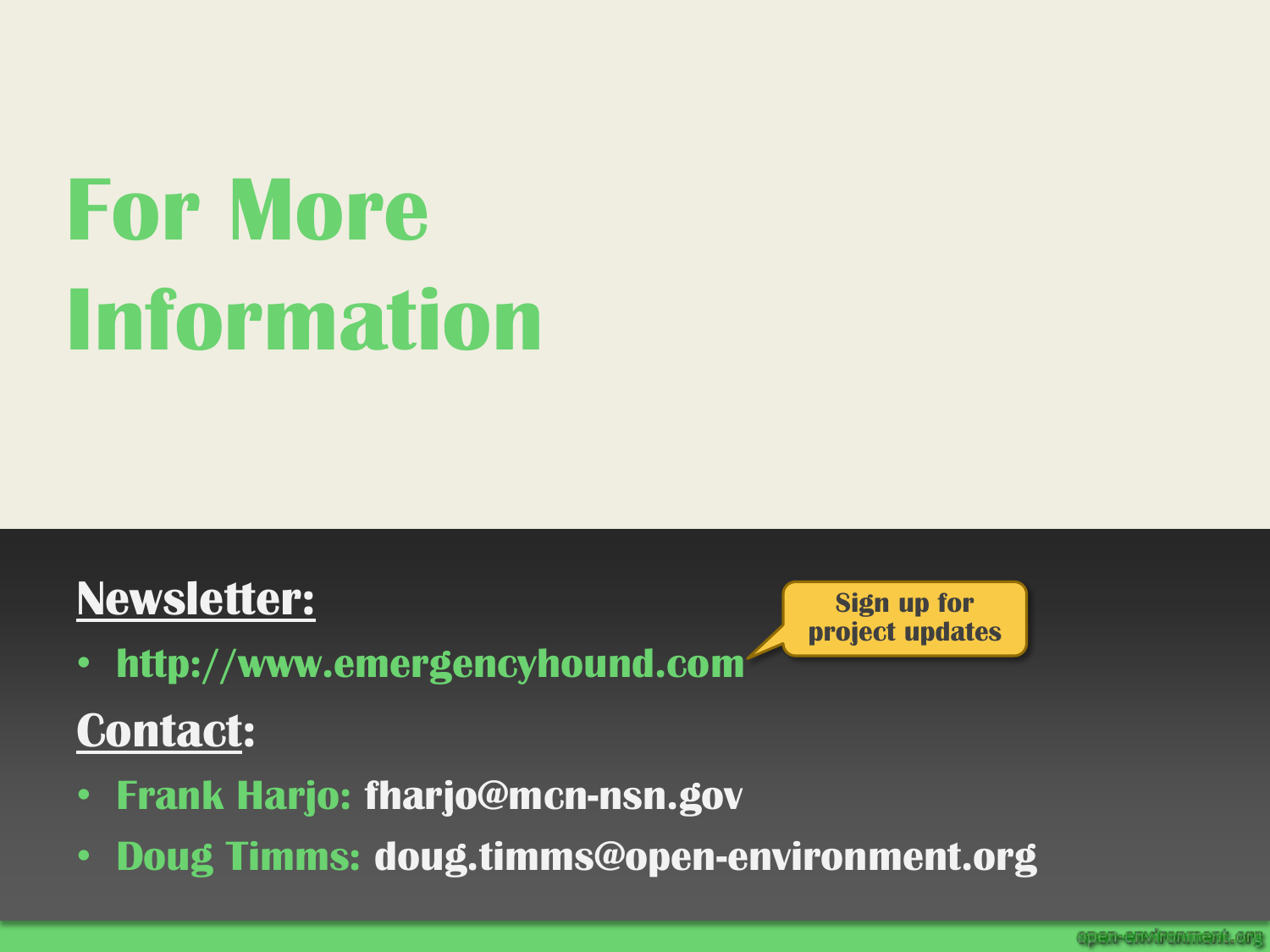# For More Information

**Newsletter:**

- http://www.emergencyhound.com

Sign up for project updates

**Contact:**

- **Frank Harjo:** fharjo@mcn-nsn.gov
- **Doug Timms:** doug.timms@open-environment.org